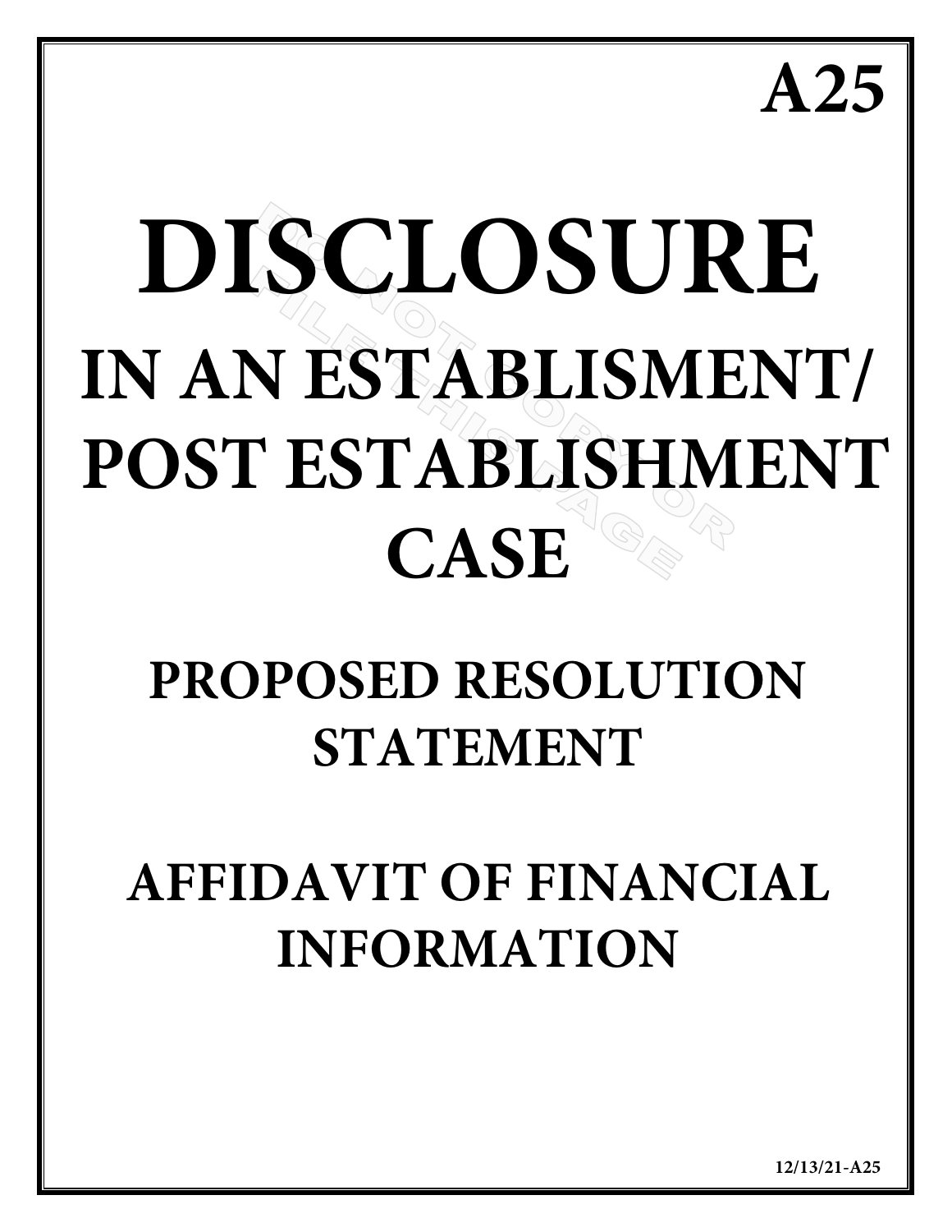**A25**

# DISCLOSURE

## IN AN ESTABLISMENT/ POST ESTABLISHMENT CASE

## PROPOSED RESOLUTION STATEMENT

## AFFIDAVIT OF FINANCIAL INFORMATION

12/13/21-A25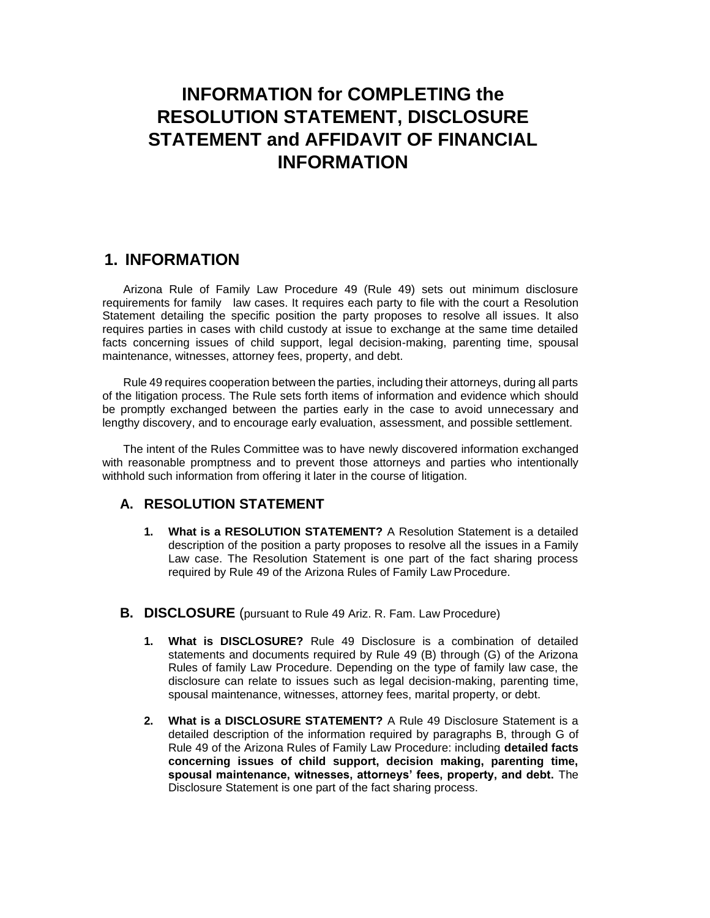# INFORMATION for COMPLETING the RESOLUTION STATEMENT, DISCLOSURE STATEMENT and AFFIDAVIT OF FINANCIAL INFORMATION

## 1. INFORMATION

Arizona Rule of Family Law Procedure 49 (Rule 49) sets out minimum disclosure requirements for family law cases. It requires each party to file with the court a Resolution Statement detailing the specific position the party proposes to resolve all issues. It also requires parties in cases with child custody at issue to exchange at the same time detailed facts concerning issues of child support, legal decision-making, parenting time, spousal maintenance, witnesses, attorney fees, property, and debt.

Rule 49 requires cooperation between the parties, including their attorneys, during all parts of the litigation process. The Rule sets forth items of information and evidence which should be promptly exchanged between the parties early in the case to avoid unnecessary and lengthy discovery, and to encourage early evaluation, assessment, and possible settlement.

The intent of the Rules Committee was to have newly discovered information exchanged with reasonable promptness and to prevent those attorneys and parties who intentionally withhold such information from offering it later in the course of litigation.

### A. RESOLUTION STATEMENT

1. **What is a RESOLUTION STATEMENT?** A Resolution Statement is a detailed description of the position a party proposes to resolve all the issues in a Family Law case. The Resolution Statement is one part of the fact sharing process required by Rule 49 of the Arizona Rules of Family Law Procedure.

### B. DISCLOSURE (pursuant to Rule 49 Ariz. R. Fam. Law Procedure)

1. **What is DISCLOSURE?** Rule 49 Disclosure is a combination of detailed statements and documents required by Rule 49 (B) through (G) of the Arizona Rules of family Law Procedure. Depending on the type of family law case, the disclosure can relate to issues such as legal decision-making, parenting time, spousal maintenance, witnesses, attorney fees, marital property, or debt.

2. **What is a DISCLOSURE STATEMENT?** A Rule 49 Disclosure Statement is a detailed description of the information required by paragraphs B, through G of Rule 49 of the Arizona Rules of Family Law Procedure: including **detailed facts concerning issues of child support, decision making, parenting time, spousal maintenance, witnesses, attorneys' fees, property, and debt.** The Disclosure Statement is one part of the fact sharing process.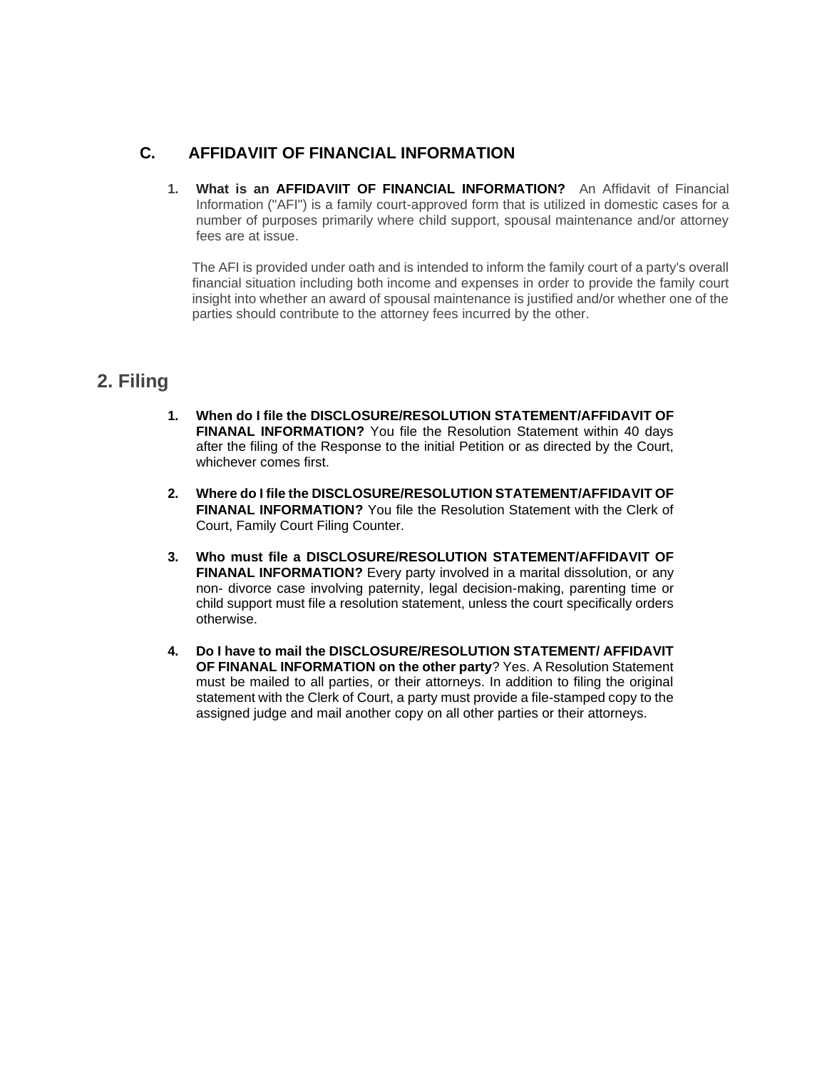## C. AFFIDAVIIT OF FINANCIAL INFORMATION

1. **What is an AFFIDAVIIT OF FINANCIAL INFORMATION?** An Affidavit of Financial Information ("AFI") is a family court-approved form that is utilized in domestic cases for a number of purposes primarily where child support, spousal maintenance and/or attorney fees are at issue.

   The AFI is provided under oath and is intended to inform the family court of a party's overall financial situation including both income and expenses in order to provide the family court insight into whether an award of spousal maintenance is justified and/or whether one of the parties should contribute to the attorney fees incurred by the other.

## 2. Filing

1. **When do I file the DISCLOSURE/RESOLUTION STATEMENT/AFFIDAVIT OF FINANAL INFORMATION?** You file the Resolution Statement within 40 days after the filing of the Response to the initial Petition or as directed by the Court, whichever comes first.

2. **Where do I file the DISCLOSURE/RESOLUTION STATEMENT/AFFIDAVIT OF FINANAL INFORMATION?** You file the Resolution Statement with the Clerk of Court, Family Court Filing Counter.

3. **Who must file a DISCLOSURE/RESOLUTION STATEMENT/AFFIDAVIT OF FINANAL INFORMATION?** Every party involved in a marital dissolution, or any non- divorce case involving paternity, legal decision-making, parenting time or child support must file a resolution statement, unless the court specifically orders otherwise.

4. **Do I have to mail the DISCLOSURE/RESOLUTION STATEMENT/ AFFIDAVIT OF FINANAL INFORMATION on the other party**? Yes. A Resolution Statement must be mailed to all parties, or their attorneys. In addition to filing the original statement with the Clerk of Court, a party must provide a file-stamped copy to the assigned judge and mail another copy on all other parties or their attorneys.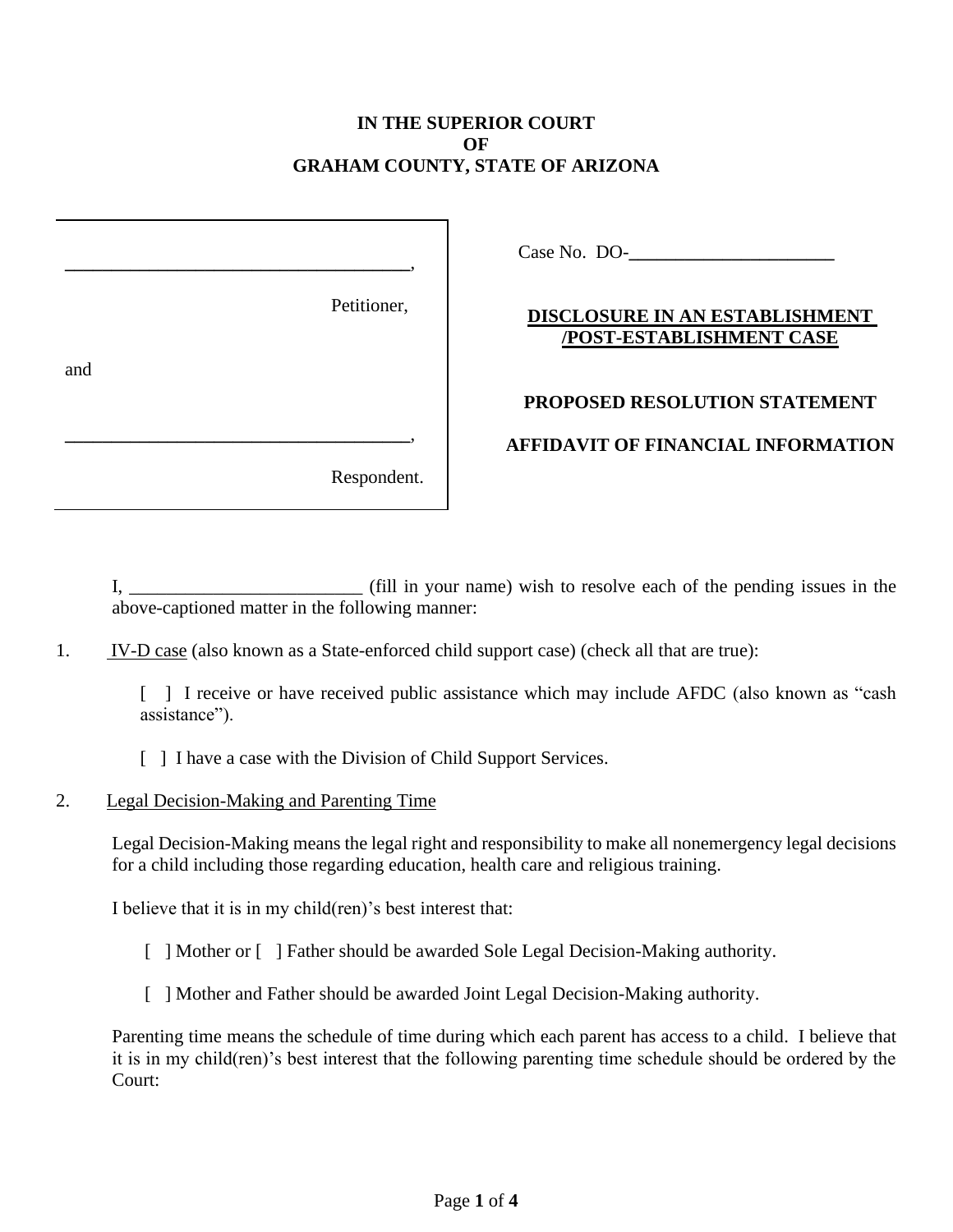**IN THE SUPERIOR COURT**
**OF**
**GRAHAM COUNTY, STATE OF ARIZONA**

| | |
|---|---|
| ____________________________________, Petitioner, and ____________________________________, Respondent. | Case No. DO-______________________ **DISCLOSURE IN AN ESTABLISHMENT /POST-ESTABLISHMENT CASE** **PROPOSED RESOLUTION STATEMENT** **AFFIDAVIT OF FINANCIAL INFORMATION** |

I, _________________________ (fill in your name) wish to resolve each of the pending issues in the above-captioned matter in the following manner:

1. IV-D case (also known as a State-enforced child support case) (check all that are true):

   [ ] I receive or have received public assistance which may include AFDC (also known as "cash assistance").

   [ ] I have a case with the Division of Child Support Services.

2. Legal Decision-Making and Parenting Time

   Legal Decision-Making means the legal right and responsibility to make all nonemergency legal decisions for a child including those regarding education, health care and religious training.

   I believe that it is in my child(ren)'s best interest that:

   [ ] Mother or [ ] Father should be awarded Sole Legal Decision-Making authority.

   [ ] Mother and Father should be awarded Joint Legal Decision-Making authority.

   Parenting time means the schedule of time during which each parent has access to a child. I believe that it is in my child(ren)'s best interest that the following parenting time schedule should be ordered by the Court: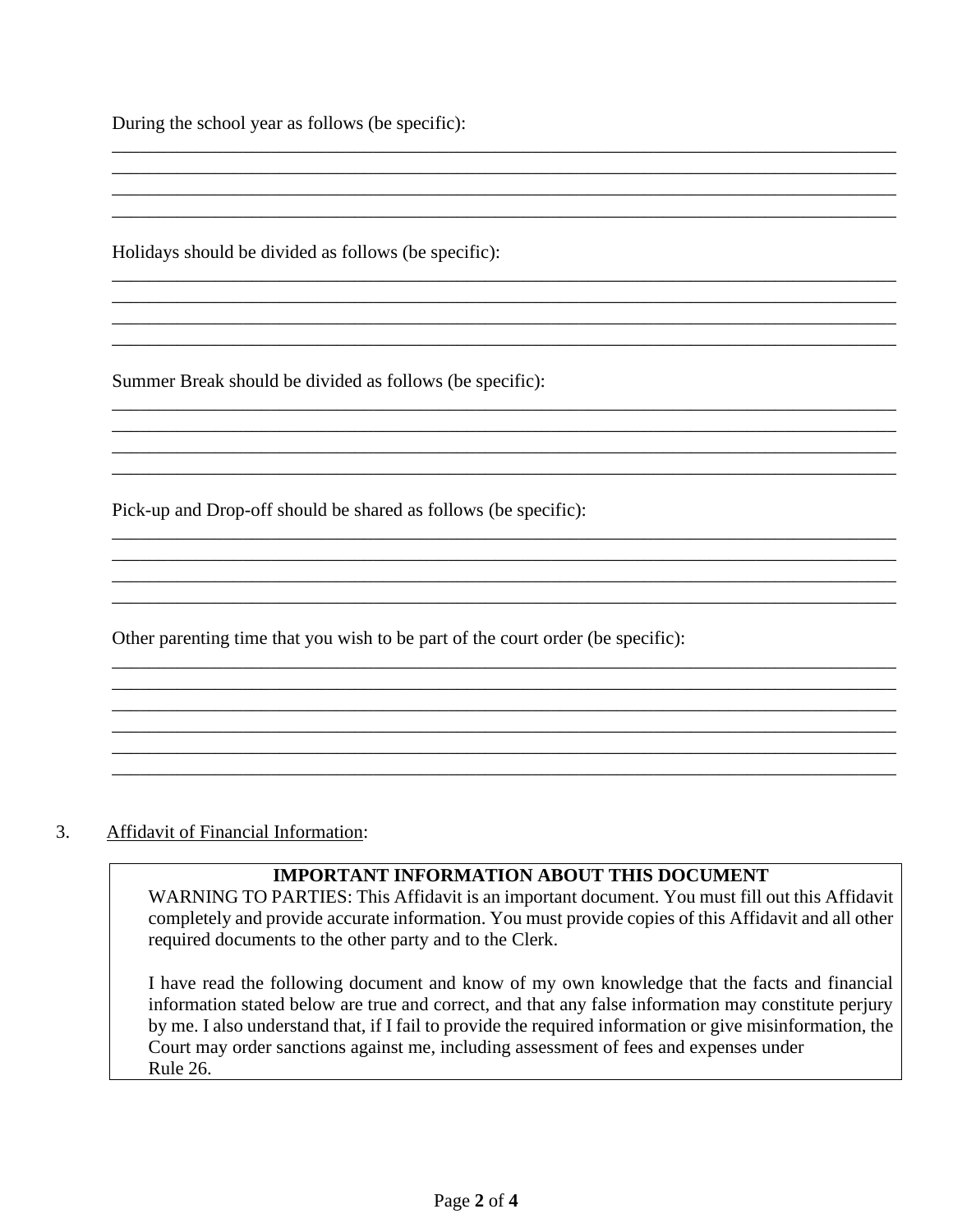During the school year as follows (be specific):

\_\_\_\_\_\_\_\_\_\_\_\_\_\_\_\_\_\_\_\_\_\_\_\_\_\_\_\_\_\_\_\_\_\_\_\_\_\_\_\_\_\_\_\_\_\_\_\_\_\_\_\_\_\_\_\_\_\_\_\_\_\_\_\_\_\_\_\_\_\_\_\_\_\_\_\_\_\_

\_\_\_\_\_\_\_\_\_\_\_\_\_\_\_\_\_\_\_\_\_\_\_\_\_\_\_\_\_\_\_\_\_\_\_\_\_\_\_\_\_\_\_\_\_\_\_\_\_\_\_\_\_\_\_\_\_\_\_\_\_\_\_\_\_\_\_\_\_\_\_\_\_\_\_\_\_\_

\_\_\_\_\_\_\_\_\_\_\_\_\_\_\_\_\_\_\_\_\_\_\_\_\_\_\_\_\_\_\_\_\_\_\_\_\_\_\_\_\_\_\_\_\_\_\_\_\_\_\_\_\_\_\_\_\_\_\_\_\_\_\_\_\_\_\_\_\_\_\_\_\_\_\_\_\_\_

\_\_\_\_\_\_\_\_\_\_\_\_\_\_\_\_\_\_\_\_\_\_\_\_\_\_\_\_\_\_\_\_\_\_\_\_\_\_\_\_\_\_\_\_\_\_\_\_\_\_\_\_\_\_\_\_\_\_\_\_\_\_\_\_\_\_\_\_\_\_\_\_\_\_\_\_\_\_

Holidays should be divided as follows (be specific):

\_\_\_\_\_\_\_\_\_\_\_\_\_\_\_\_\_\_\_\_\_\_\_\_\_\_\_\_\_\_\_\_\_\_\_\_\_\_\_\_\_\_\_\_\_\_\_\_\_\_\_\_\_\_\_\_\_\_\_\_\_\_\_\_\_\_\_\_\_\_\_\_\_\_\_\_\_\_

\_\_\_\_\_\_\_\_\_\_\_\_\_\_\_\_\_\_\_\_\_\_\_\_\_\_\_\_\_\_\_\_\_\_\_\_\_\_\_\_\_\_\_\_\_\_\_\_\_\_\_\_\_\_\_\_\_\_\_\_\_\_\_\_\_\_\_\_\_\_\_\_\_\_\_\_\_\_

\_\_\_\_\_\_\_\_\_\_\_\_\_\_\_\_\_\_\_\_\_\_\_\_\_\_\_\_\_\_\_\_\_\_\_\_\_\_\_\_\_\_\_\_\_\_\_\_\_\_\_\_\_\_\_\_\_\_\_\_\_\_\_\_\_\_\_\_\_\_\_\_\_\_\_\_\_\_

\_\_\_\_\_\_\_\_\_\_\_\_\_\_\_\_\_\_\_\_\_\_\_\_\_\_\_\_\_\_\_\_\_\_\_\_\_\_\_\_\_\_\_\_\_\_\_\_\_\_\_\_\_\_\_\_\_\_\_\_\_\_\_\_\_\_\_\_\_\_\_\_\_\_\_\_\_\_

Summer Break should be divided as follows (be specific):

\_\_\_\_\_\_\_\_\_\_\_\_\_\_\_\_\_\_\_\_\_\_\_\_\_\_\_\_\_\_\_\_\_\_\_\_\_\_\_\_\_\_\_\_\_\_\_\_\_\_\_\_\_\_\_\_\_\_\_\_\_\_\_\_\_\_\_\_\_\_\_\_\_\_\_\_\_\_

\_\_\_\_\_\_\_\_\_\_\_\_\_\_\_\_\_\_\_\_\_\_\_\_\_\_\_\_\_\_\_\_\_\_\_\_\_\_\_\_\_\_\_\_\_\_\_\_\_\_\_\_\_\_\_\_\_\_\_\_\_\_\_\_\_\_\_\_\_\_\_\_\_\_\_\_\_\_

\_\_\_\_\_\_\_\_\_\_\_\_\_\_\_\_\_\_\_\_\_\_\_\_\_\_\_\_\_\_\_\_\_\_\_\_\_\_\_\_\_\_\_\_\_\_\_\_\_\_\_\_\_\_\_\_\_\_\_\_\_\_\_\_\_\_\_\_\_\_\_\_\_\_\_\_\_\_

\_\_\_\_\_\_\_\_\_\_\_\_\_\_\_\_\_\_\_\_\_\_\_\_\_\_\_\_\_\_\_\_\_\_\_\_\_\_\_\_\_\_\_\_\_\_\_\_\_\_\_\_\_\_\_\_\_\_\_\_\_\_\_\_\_\_\_\_\_\_\_\_\_\_\_\_\_\_

Pick-up and Drop-off should be shared as follows (be specific):

\_\_\_\_\_\_\_\_\_\_\_\_\_\_\_\_\_\_\_\_\_\_\_\_\_\_\_\_\_\_\_\_\_\_\_\_\_\_\_\_\_\_\_\_\_\_\_\_\_\_\_\_\_\_\_\_\_\_\_\_\_\_\_\_\_\_\_\_\_\_\_\_\_\_\_\_\_\_

\_\_\_\_\_\_\_\_\_\_\_\_\_\_\_\_\_\_\_\_\_\_\_\_\_\_\_\_\_\_\_\_\_\_\_\_\_\_\_\_\_\_\_\_\_\_\_\_\_\_\_\_\_\_\_\_\_\_\_\_\_\_\_\_\_\_\_\_\_\_\_\_\_\_\_\_\_\_

\_\_\_\_\_\_\_\_\_\_\_\_\_\_\_\_\_\_\_\_\_\_\_\_\_\_\_\_\_\_\_\_\_\_\_\_\_\_\_\_\_\_\_\_\_\_\_\_\_\_\_\_\_\_\_\_\_\_\_\_\_\_\_\_\_\_\_\_\_\_\_\_\_\_\_\_\_\_

\_\_\_\_\_\_\_\_\_\_\_\_\_\_\_\_\_\_\_\_\_\_\_\_\_\_\_\_\_\_\_\_\_\_\_\_\_\_\_\_\_\_\_\_\_\_\_\_\_\_\_\_\_\_\_\_\_\_\_\_\_\_\_\_\_\_\_\_\_\_\_\_\_\_\_\_\_\_

Other parenting time that you wish to be part of the court order (be specific):

\_\_\_\_\_\_\_\_\_\_\_\_\_\_\_\_\_\_\_\_\_\_\_\_\_\_\_\_\_\_\_\_\_\_\_\_\_\_\_\_\_\_\_\_\_\_\_\_\_\_\_\_\_\_\_\_\_\_\_\_\_\_\_\_\_\_\_\_\_\_\_\_\_\_\_\_\_\_

\_\_\_\_\_\_\_\_\_\_\_\_\_\_\_\_\_\_\_\_\_\_\_\_\_\_\_\_\_\_\_\_\_\_\_\_\_\_\_\_\_\_\_\_\_\_\_\_\_\_\_\_\_\_\_\_\_\_\_\_\_\_\_\_\_\_\_\_\_\_\_\_\_\_\_\_\_\_

\_\_\_\_\_\_\_\_\_\_\_\_\_\_\_\_\_\_\_\_\_\_\_\_\_\_\_\_\_\_\_\_\_\_\_\_\_\_\_\_\_\_\_\_\_\_\_\_\_\_\_\_\_\_\_\_\_\_\_\_\_\_\_\_\_\_\_\_\_\_\_\_\_\_\_\_\_\_

\_\_\_\_\_\_\_\_\_\_\_\_\_\_\_\_\_\_\_\_\_\_\_\_\_\_\_\_\_\_\_\_\_\_\_\_\_\_\_\_\_\_\_\_\_\_\_\_\_\_\_\_\_\_\_\_\_\_\_\_\_\_\_\_\_\_\_\_\_\_\_\_\_\_\_\_\_\_

\_\_\_\_\_\_\_\_\_\_\_\_\_\_\_\_\_\_\_\_\_\_\_\_\_\_\_\_\_\_\_\_\_\_\_\_\_\_\_\_\_\_\_\_\_\_\_\_\_\_\_\_\_\_\_\_\_\_\_\_\_\_\_\_\_\_\_\_\_\_\_\_\_\_\_\_\_\_

\_\_\_\_\_\_\_\_\_\_\_\_\_\_\_\_\_\_\_\_\_\_\_\_\_\_\_\_\_\_\_\_\_\_\_\_\_\_\_\_\_\_\_\_\_\_\_\_\_\_\_\_\_\_\_\_\_\_\_\_\_\_\_\_\_\_\_\_\_\_\_\_\_\_\_\_\_\_

3. Affidavit of Financial Information:

> **IMPORTANT INFORMATION ABOUT THIS DOCUMENT**
>
> WARNING TO PARTIES: This Affidavit is an important document. You must fill out this Affidavit completely and provide accurate information. You must provide copies of this Affidavit and all other required documents to the other party and to the Clerk.
>
> I have read the following document and know of my own knowledge that the facts and financial information stated below are true and correct, and that any false information may constitute perjury by me. I also understand that, if I fail to provide the required information or give misinformation, the Court may order sanctions against me, including assessment of fees and expenses under Rule 26.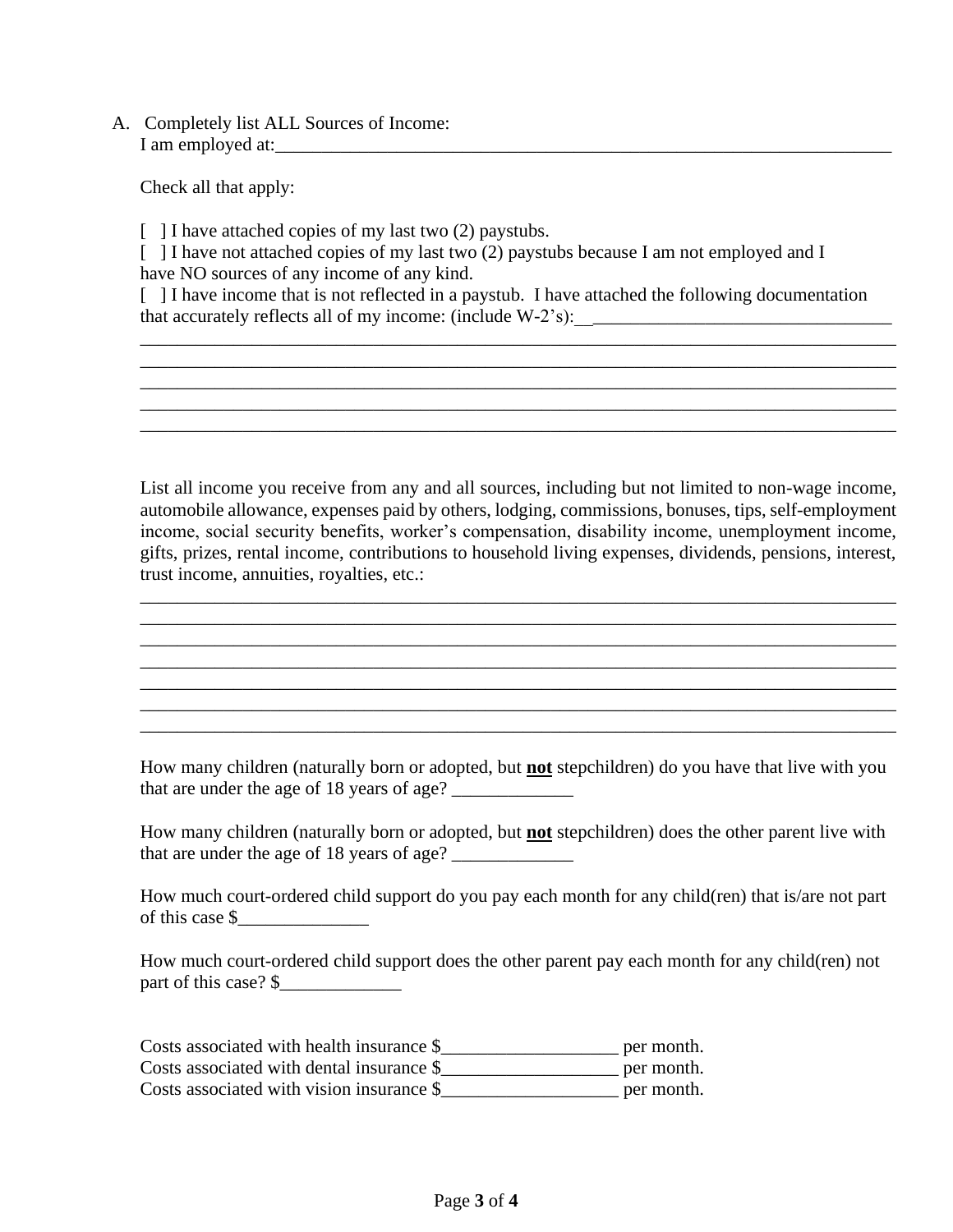A. Completely list ALL Sources of Income:
I am employed at:_______________________________________________________________________

Check all that apply:

[ ] I have attached copies of my last two (2) paystubs.
[ ] I have not attached copies of my last two (2) paystubs because I am not employed and I have NO sources of any income of any kind.
[ ] I have income that is not reflected in a paystub. I have attached the following documentation that accurately reflects all of my income: (include W-2's):__________________________________
_________________________________________________________________________________
_________________________________________________________________________________
_________________________________________________________________________________
_________________________________________________________________________________
_________________________________________________________________________________

List all income you receive from any and all sources, including but not limited to non-wage income, automobile allowance, expenses paid by others, lodging, commissions, bonuses, tips, self-employment income, social security benefits, worker's compensation, disability income, unemployment income, gifts, prizes, rental income, contributions to household living expenses, dividends, pensions, interest, trust income, annuities, royalties, etc.:
_________________________________________________________________________________
_________________________________________________________________________________
_________________________________________________________________________________
_________________________________________________________________________________
_________________________________________________________________________________
_________________________________________________________________________________
_________________________________________________________________________________

How many children (naturally born or adopted, but **not** stepchildren) do you have that live with you that are under the age of 18 years of age? _____________

How many children (naturally born or adopted, but **not** stepchildren) does the other parent live with that are under the age of 18 years of age? _____________

How much court-ordered child support do you pay each month for any child(ren) that is/are not part of this case $______________

How much court-ordered child support does the other parent pay each month for any child(ren) not part of this case? $_____________

Costs associated with health insurance $___________________ per month.
Costs associated with dental insurance $___________________ per month.
Costs associated with vision insurance $___________________ per month.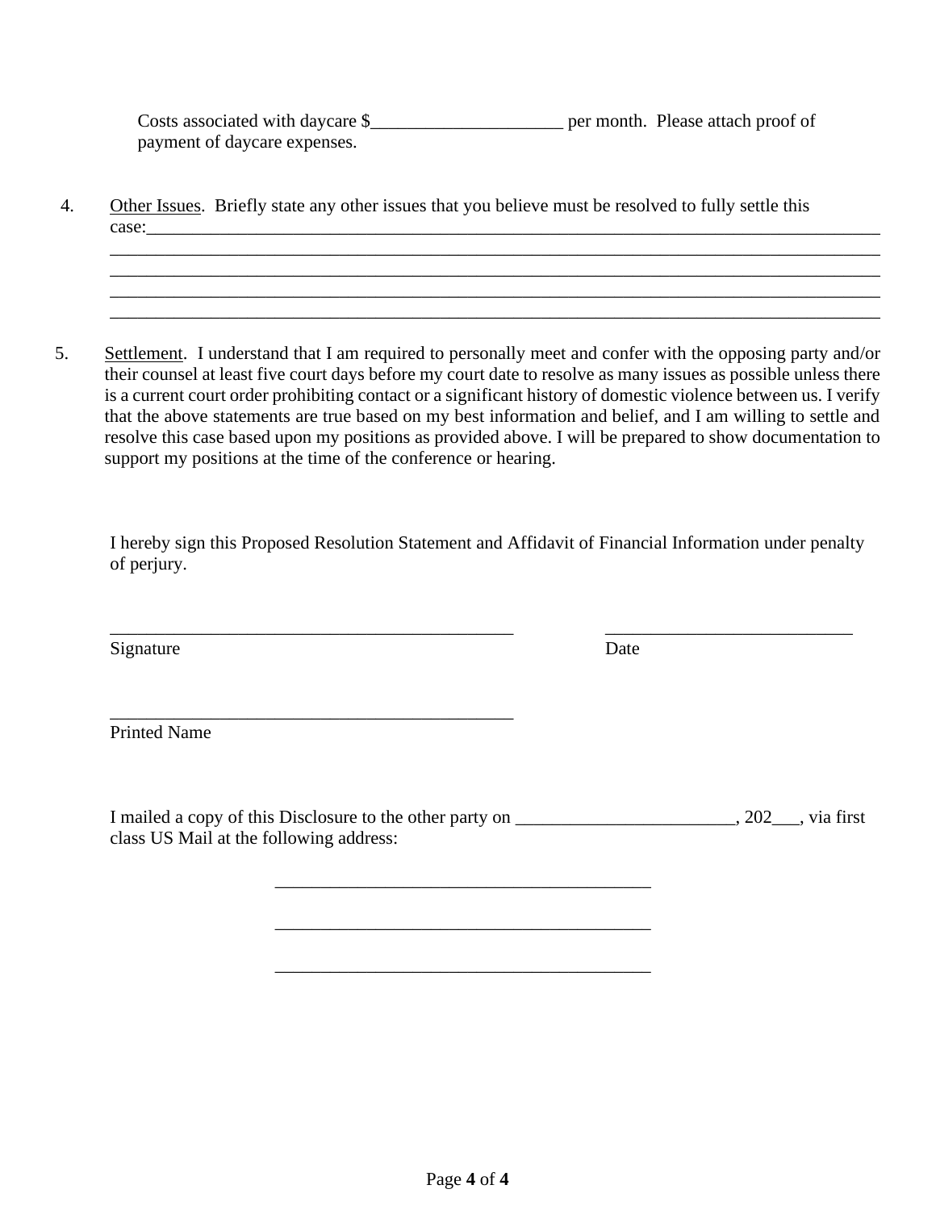Costs associated with daycare $_____________________ per month. Please attach proof of payment of daycare expenses.

4. Other Issues. Briefly state any other issues that you believe must be resolved to fully settle this case:_________________________________________________________________________________
_____________________________________________________________________________________
_____________________________________________________________________________________
_____________________________________________________________________________________
_____________________________________________________________________________________

5. Settlement. I understand that I am required to personally meet and confer with the opposing party and/or their counsel at least five court days before my court date to resolve as many issues as possible unless there is a current court order prohibiting contact or a significant history of domestic violence between us. I verify that the above statements are true based on my best information and belief, and I am willing to settle and resolve this case based upon my positions as provided above. I will be prepared to show documentation to support my positions at the time of the conference or hearing.

I hereby sign this Proposed Resolution Statement and Affidavit of Financial Information under penalty of perjury.

_____________________________________________ ___________________________
Signature Date

_____________________________________________
Printed Name

I mailed a copy of this Disclosure to the other party on ________________________, 202___, via first class US Mail at the following address:

__________________________________________

__________________________________________

__________________________________________